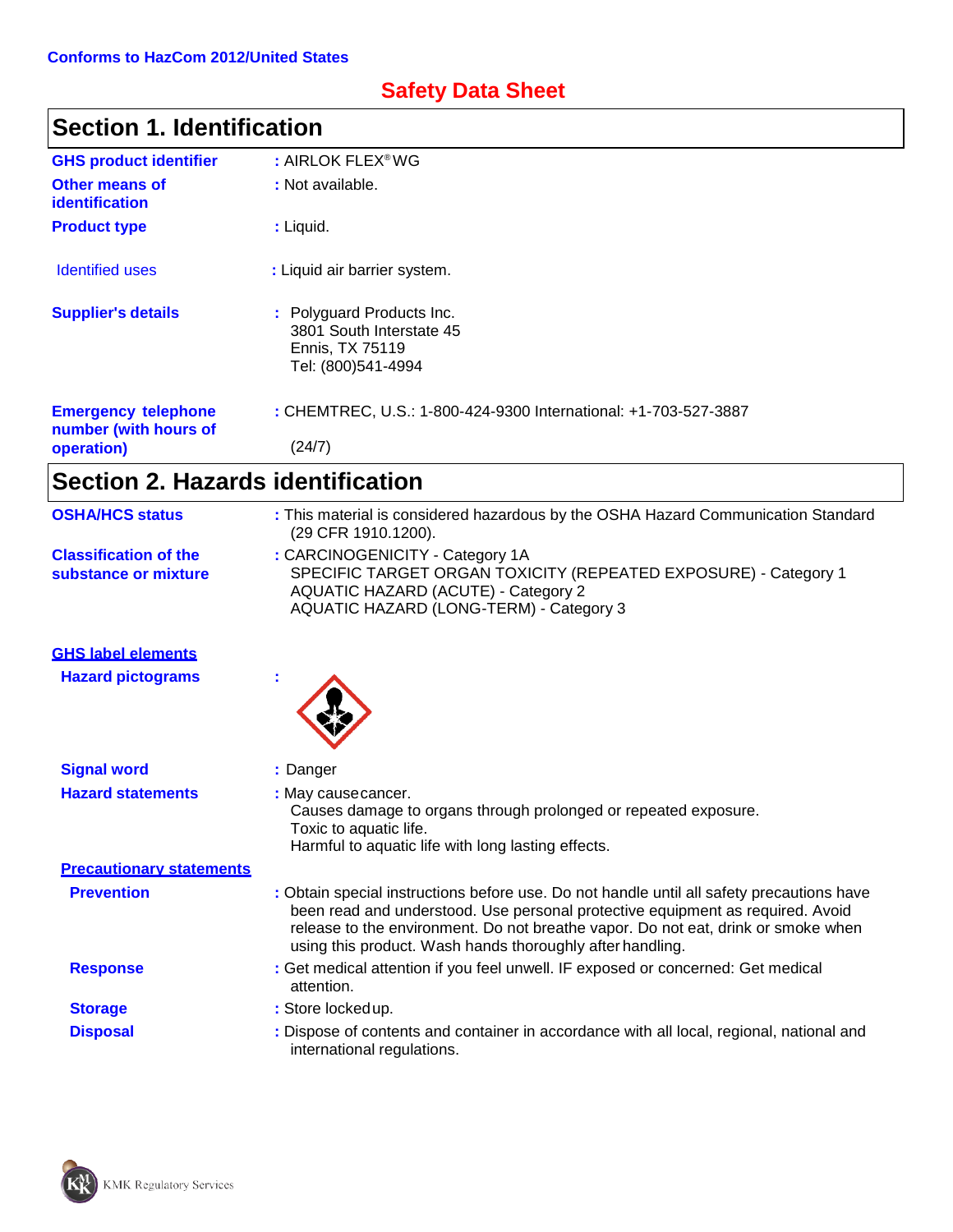Conforms to HazCom 2012/United States

# Safety Data Sheet

## Section 1. Identification

**GHS product identifier** : AIRLOK FLEX® WG

**Other means of identification** : Not available.

**Product type** : Liquid.

Identified uses : Liquid air barrier system.

**Supplier's details** : Polyguard Products Inc.
3801 South Interstate 45
Ennis, TX 75119
Tel: (800)541-4994

**Emergency telephone number (with hours of operation)** : CHEMTREC, U.S.: 1-800-424-9300 International: +1-703-527-3887 (24/7)

## Section 2. Hazards identification

**OSHA/HCS status** : This material is considered hazardous by the OSHA Hazard Communication Standard (29 CFR 1910.1200).

**Classification of the substance or mixture** : CARCINOGENICITY - Category 1A
SPECIFIC TARGET ORGAN TOXICITY (REPEATED EXPOSURE) - Category 1
AQUATIC HAZARD (ACUTE) - Category 2
AQUATIC HAZARD (LONG-TERM) - Category 3

**GHS label elements**

**Hazard pictograms** :

**Signal word** : Danger

**Hazard statements** : May cause cancer.
Causes damage to organs through prolonged or repeated exposure.
Toxic to aquatic life.
Harmful to aquatic life with long lasting effects.

**Precautionary statements**

**Prevention** : Obtain special instructions before use. Do not handle until all safety precautions have been read and understood. Use personal protective equipment as required. Avoid release to the environment. Do not breathe vapor. Do not eat, drink or smoke when using this product. Wash hands thoroughly after handling.

**Response** : Get medical attention if you feel unwell. IF exposed or concerned: Get medical attention.

**Storage** : Store locked up.

**Disposal** : Dispose of contents and container in accordance with all local, regional, national and international regulations.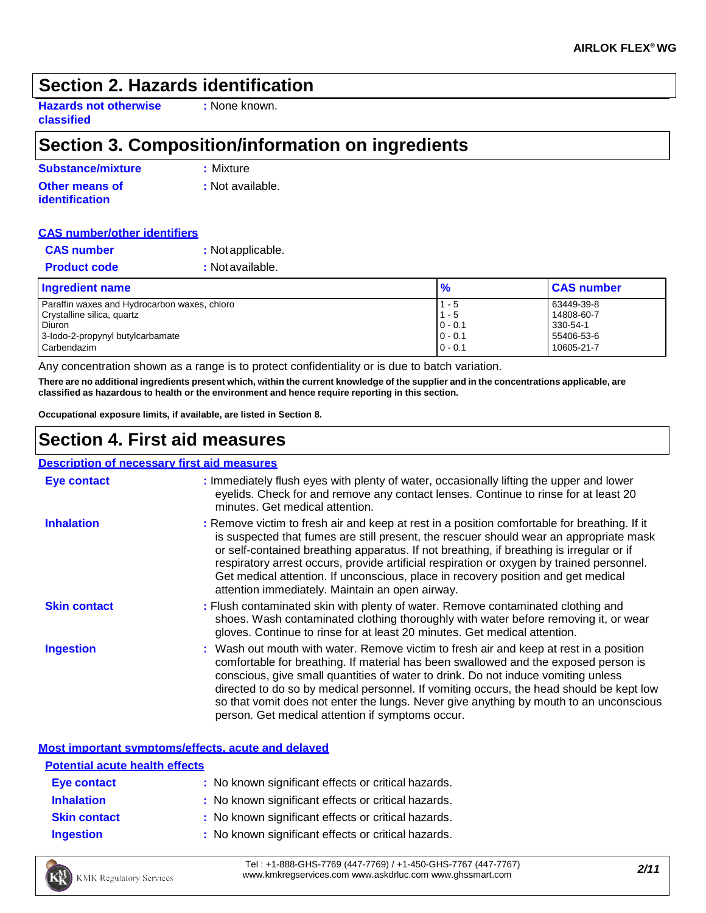## Section 2. Hazards identification

**Hazards not otherwise classified** : None known.

## Section 3. Composition/information on ingredients

**Substance/mixture** : Mixture

**Other means of identification** : Not available.

**CAS number/other identifiers**

**CAS number** : Not applicable.

**Product code** : Not available.

| Ingredient name | % | CAS number |
|---|---|---|
| Paraffin waxes and Hydrocarbon waxes, chloro | 1 - 5 | 63449-39-8 |
| Crystalline silica, quartz | 1 - 5 | 14808-60-7 |
| Diuron | 0 - 0.1 | 330-54-1 |
| 3-Iodo-2-propynyl butylcarbamate | 0 - 0.1 | 55406-53-6 |
| Carbendazim | 0 - 0.1 | 10605-21-7 |

Any concentration shown as a range is to protect confidentiality or is due to batch variation.

**There are no additional ingredients present which, within the current knowledge of the supplier and in the concentrations applicable, are classified as hazardous to health or the environment and hence require reporting in this section.**

**Occupational exposure limits, if available, are listed in Section 8.**

## Section 4. First aid measures

**Description of necessary first aid measures**

**Eye contact** : Immediately flush eyes with plenty of water, occasionally lifting the upper and lower eyelids. Check for and remove any contact lenses. Continue to rinse for at least 20 minutes. Get medical attention.

**Inhalation** : Remove victim to fresh air and keep at rest in a position comfortable for breathing. If it is suspected that fumes are still present, the rescuer should wear an appropriate mask or self-contained breathing apparatus. If not breathing, if breathing is irregular or if respiratory arrest occurs, provide artificial respiration or oxygen by trained personnel. Get medical attention. If unconscious, place in recovery position and get medical attention immediately. Maintain an open airway.

**Skin contact** : Flush contaminated skin with plenty of water. Remove contaminated clothing and shoes. Wash contaminated clothing thoroughly with water before removing it, or wear gloves. Continue to rinse for at least 20 minutes. Get medical attention.

**Ingestion** : Wash out mouth with water. Remove victim to fresh air and keep at rest in a position comfortable for breathing. If material has been swallowed and the exposed person is conscious, give small quantities of water to drink. Do not induce vomiting unless directed to do so by medical personnel. If vomiting occurs, the head should be kept low so that vomit does not enter the lungs. Never give anything by mouth to an unconscious person. Get medical attention if symptoms occur.

**Most important symptoms/effects, acute and delayed**

**Potential acute health effects**

**Eye contact** : No known significant effects or critical hazards.

**Inhalation** : No known significant effects or critical hazards.

**Skin contact** : No known significant effects or critical hazards.

**Ingestion** : No known significant effects or critical hazards.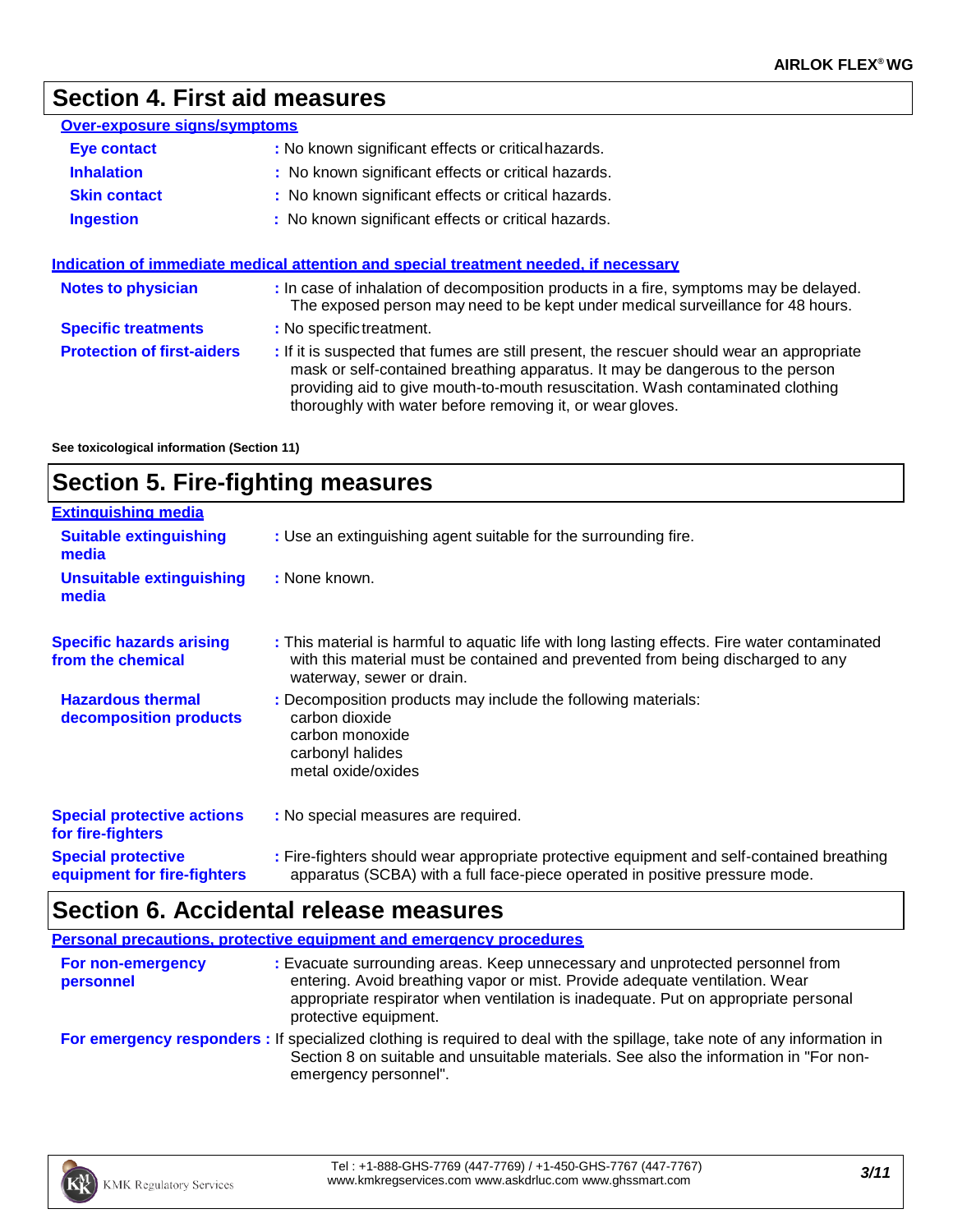## Section 4. First aid measures

### Over-exposure signs/symptoms

**Eye contact** : No known significant effects or critical hazards.

**Inhalation** : No known significant effects or critical hazards.

**Skin contact** : No known significant effects or critical hazards.

**Ingestion** : No known significant effects or critical hazards.

### Indication of immediate medical attention and special treatment needed, if necessary

**Notes to physician** : In case of inhalation of decomposition products in a fire, symptoms may be delayed. The exposed person may need to be kept under medical surveillance for 48 hours.

**Specific treatments** : No specific treatment.

**Protection of first-aiders** : If it is suspected that fumes are still present, the rescuer should wear an appropriate mask or self-contained breathing apparatus. It may be dangerous to the person providing aid to give mouth-to-mouth resuscitation. Wash contaminated clothing thoroughly with water before removing it, or wear gloves.

**See toxicological information (Section 11)**

## Section 5. Fire-fighting measures

### Extinguishing media

**Suitable extinguishing media** : Use an extinguishing agent suitable for the surrounding fire.

**Unsuitable extinguishing media** : None known.

**Specific hazards arising from the chemical** : This material is harmful to aquatic life with long lasting effects. Fire water contaminated with this material must be contained and prevented from being discharged to any waterway, sewer or drain.

**Hazardous thermal decomposition products** : Decomposition products may include the following materials:
carbon dioxide
carbon monoxide
carbonyl halides
metal oxide/oxides

**Special protective actions for fire-fighters** : No special measures are required.

**Special protective equipment for fire-fighters** : Fire-fighters should wear appropriate protective equipment and self-contained breathing apparatus (SCBA) with a full face-piece operated in positive pressure mode.

## Section 6. Accidental release measures

### Personal precautions, protective equipment and emergency procedures

**For non-emergency personnel** : Evacuate surrounding areas. Keep unnecessary and unprotected personnel from entering. Avoid breathing vapor or mist. Provide adequate ventilation. Wear appropriate respirator when ventilation is inadequate. Put on appropriate personal protective equipment.

**For emergency responders** : If specialized clothing is required to deal with the spillage, take note of any information in Section 8 on suitable and unsuitable materials. See also the information in "For non-emergency personnel".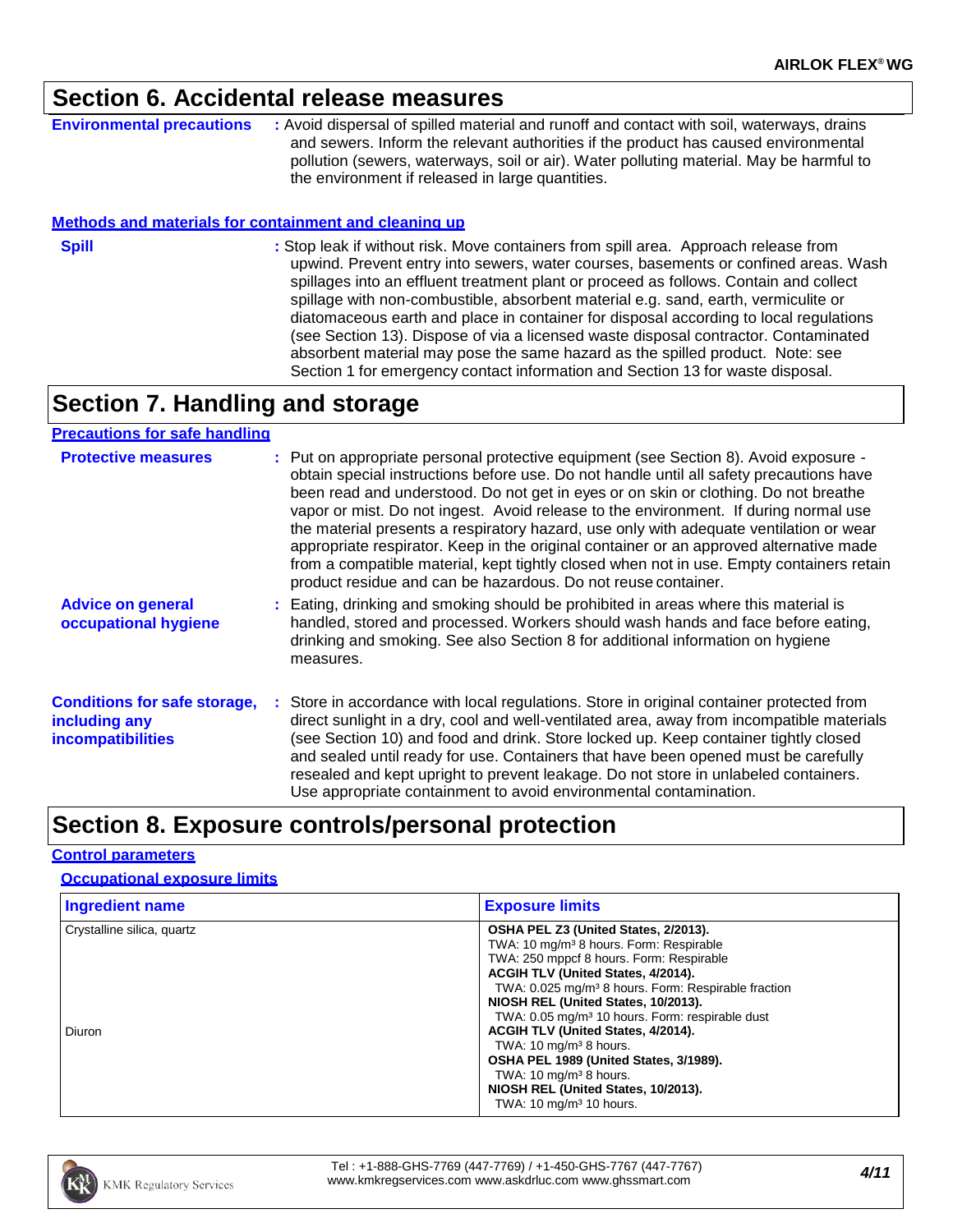## Section 6. Accidental release measures

**Environmental precautions** : Avoid dispersal of spilled material and runoff and contact with soil, waterways, drains and sewers. Inform the relevant authorities if the product has caused environmental pollution (sewers, waterways, soil or air). Water polluting material. May be harmful to the environment if released in large quantities.

### Methods and materials for containment and cleaning up

**Spill** : Stop leak if without risk. Move containers from spill area. Approach release from upwind. Prevent entry into sewers, water courses, basements or confined areas. Wash spillages into an effluent treatment plant or proceed as follows. Contain and collect spillage with non-combustible, absorbent material e.g. sand, earth, vermiculite or diatomaceous earth and place in container for disposal according to local regulations (see Section 13). Dispose of via a licensed waste disposal contractor. Contaminated absorbent material may pose the same hazard as the spilled product. Note: see Section 1 for emergency contact information and Section 13 for waste disposal.

## Section 7. Handling and storage

### Precautions for safe handling

**Protective measures** : Put on appropriate personal protective equipment (see Section 8). Avoid exposure - obtain special instructions before use. Do not handle until all safety precautions have been read and understood. Do not get in eyes or on skin or clothing. Do not breathe vapor or mist. Do not ingest. Avoid release to the environment. If during normal use the material presents a respiratory hazard, use only with adequate ventilation or wear appropriate respirator. Keep in the original container or an approved alternative made from a compatible material, kept tightly closed when not in use. Empty containers retain product residue and can be hazardous. Do not reuse container.

**Advice on general occupational hygiene** : Eating, drinking and smoking should be prohibited in areas where this material is handled, stored and processed. Workers should wash hands and face before eating, drinking and smoking. See also Section 8 for additional information on hygiene measures.

**Conditions for safe storage, including any incompatibilities** : Store in accordance with local regulations. Store in original container protected from direct sunlight in a dry, cool and well-ventilated area, away from incompatible materials (see Section 10) and food and drink. Store locked up. Keep container tightly closed and sealed until ready for use. Containers that have been opened must be carefully resealed and kept upright to prevent leakage. Do not store in unlabeled containers. Use appropriate containment to avoid environmental contamination.

## Section 8. Exposure controls/personal protection

### Control parameters

#### Occupational exposure limits

| Ingredient name | Exposure limits |
| --- | --- |
| Crystalline silica, quartz | **OSHA PEL Z3 (United States, 2/2013).**<br>TWA: 10 mg/m³ 8 hours. Form: Respirable<br>TWA: 250 mppcf 8 hours. Form: Respirable<br>**ACGIH TLV (United States, 4/2014).**<br>TWA: 0.025 mg/m³ 8 hours. Form: Respirable fraction<br>**NIOSH REL (United States, 10/2013).**<br>TWA: 0.05 mg/m³ 10 hours. Form: respirable dust |
| Diuron | **ACGIH TLV (United States, 4/2014).**<br>TWA: 10 mg/m³ 8 hours.<br>**OSHA PEL 1989 (United States, 3/1989).**<br>TWA: 10 mg/m³ 8 hours.<br>**NIOSH REL (United States, 10/2013).**<br>TWA: 10 mg/m³ 10 hours. |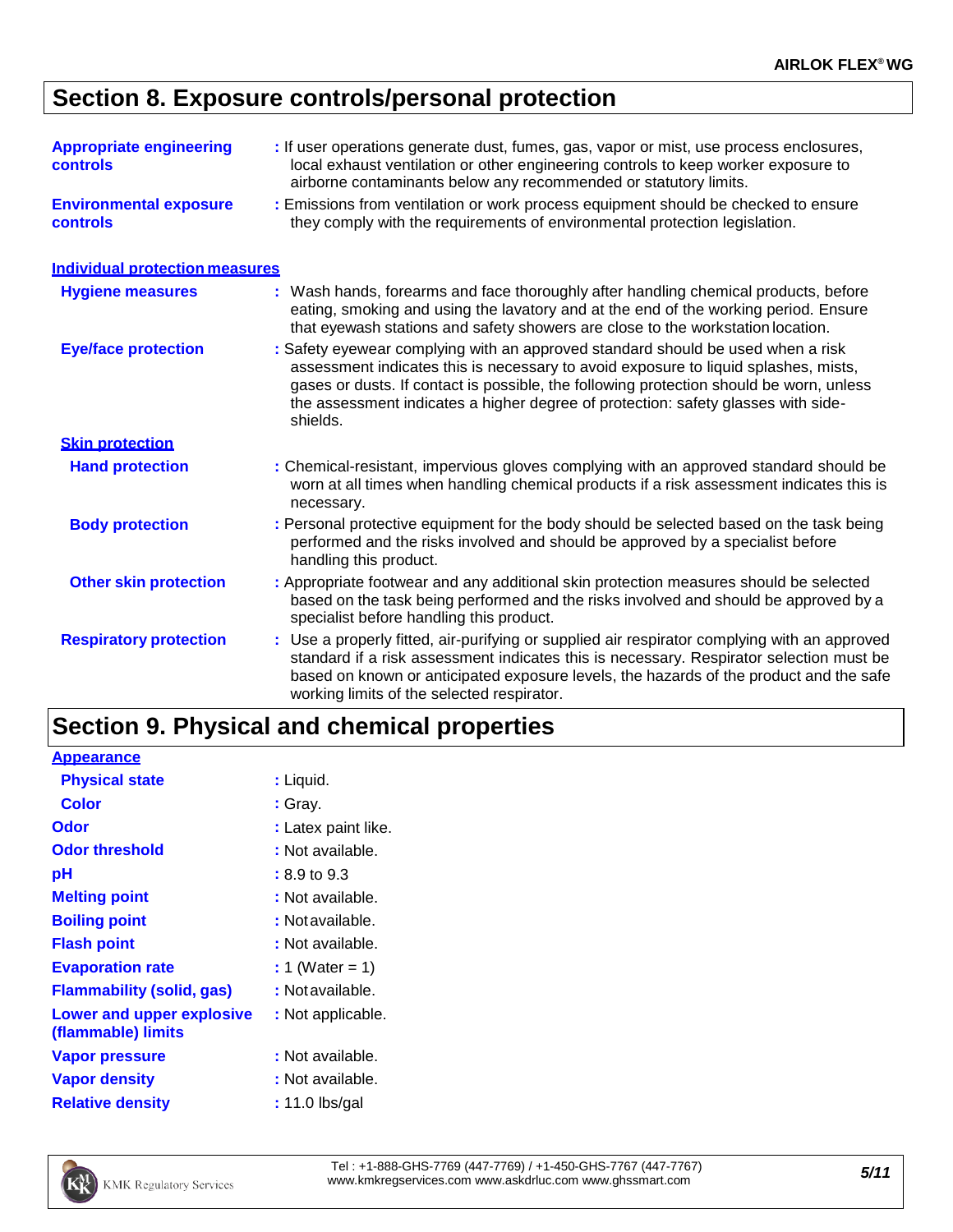## Section 8. Exposure controls/personal protection

| | |
|---|---|
| **Appropriate engineering controls** | : If user operations generate dust, fumes, gas, vapor or mist, use process enclosures, local exhaust ventilation or other engineering controls to keep worker exposure to airborne contaminants below any recommended or statutory limits. |
| **Environmental exposure controls** | : Emissions from ventilation or work process equipment should be checked to ensure they comply with the requirements of environmental protection legislation. |

### Individual protection measures

| | |
|---|---|
| **Hygiene measures** | : Wash hands, forearms and face thoroughly after handling chemical products, before eating, smoking and using the lavatory and at the end of the working period. Ensure that eyewash stations and safety showers are close to the workstation location. |
| **Eye/face protection** | : Safety eyewear complying with an approved standard should be used when a risk assessment indicates this is necessary to avoid exposure to liquid splashes, mists, gases or dusts. If contact is possible, the following protection should be worn, unless the assessment indicates a higher degree of protection: safety glasses with side-shields. |

#### Skin protection

| | |
|---|---|
| **Hand protection** | : Chemical-resistant, impervious gloves complying with an approved standard should be worn at all times when handling chemical products if a risk assessment indicates this is necessary. |
| **Body protection** | : Personal protective equipment for the body should be selected based on the task being performed and the risks involved and should be approved by a specialist before handling this product. |
| **Other skin protection** | : Appropriate footwear and any additional skin protection measures should be selected based on the task being performed and the risks involved and should be approved by a specialist before handling this product. |
| **Respiratory protection** | : Use a properly fitted, air-purifying or supplied air respirator complying with an approved standard if a risk assessment indicates this is necessary. Respirator selection must be based on known or anticipated exposure levels, the hazards of the product and the safe working limits of the selected respirator. |

## Section 9. Physical and chemical properties

### Appearance

| | |
|---|---|
| **Physical state** | : Liquid. |
| **Color** | : Gray. |
| **Odor** | : Latex paint like. |
| **Odor threshold** | : Not available. |
| **pH** | : 8.9 to 9.3 |
| **Melting point** | : Not available. |
| **Boiling point** | : Not available. |
| **Flash point** | : Not available. |
| **Evaporation rate** | : 1 (Water = 1) |
| **Flammability (solid, gas)** | : Not available. |
| **Lower and upper explosive (flammable) limits** | : Not applicable. |
| **Vapor pressure** | : Not available. |
| **Vapor density** | : Not available. |
| **Relative density** | : 11.0 lbs/gal |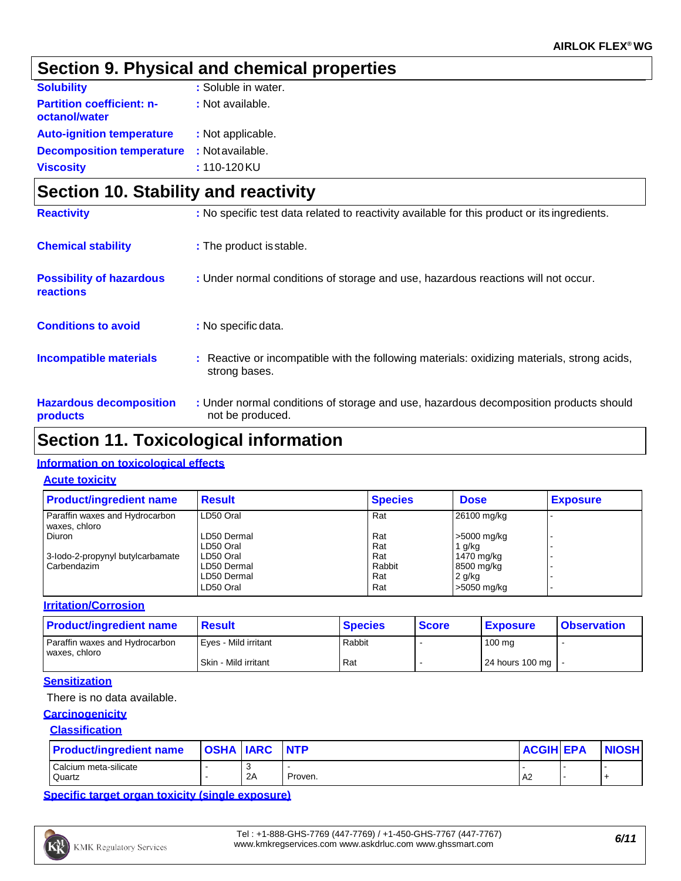## Section 9. Physical and chemical properties

**Solubility** : Soluble in water.

**Partition coefficient: n-octanol/water** : Not available.

**Auto-ignition temperature** : Not applicable.

**Decomposition temperature** : Not available.

**Viscosity** : 110-120 KU

## Section 10. Stability and reactivity

**Reactivity** : No specific test data related to reactivity available for this product or its ingredients.

**Chemical stability** : The product is stable.

**Possibility of hazardous reactions** : Under normal conditions of storage and use, hazardous reactions will not occur.

**Conditions to avoid** : No specific data.

**Incompatible materials** : Reactive or incompatible with the following materials: oxidizing materials, strong acids, strong bases.

**Hazardous decomposition products** : Under normal conditions of storage and use, hazardous decomposition products should not be produced.

## Section 11. Toxicological information

### Information on toxicological effects

#### Acute toxicity

| Product/ingredient name | Result | Species | Dose | Exposure |
|---|---|---|---|---|
| Paraffin waxes and Hydrocarbon waxes, chloro | LD50 Oral | Rat | 26100 mg/kg | - |
| Diuron | LD50 Dermal | Rat | >5000 mg/kg | - |
| | LD50 Oral | Rat | 1 g/kg | - |
| 3-Iodo-2-propynyl butylcarbamate | LD50 Oral | Rat | 1470 mg/kg | - |
| Carbendazim | LD50 Dermal | Rabbit | 8500 mg/kg | - |
| | LD50 Dermal | Rat | 2 g/kg | - |
| | LD50 Oral | Rat | >5050 mg/kg | - |

#### Irritation/Corrosion

| Product/ingredient name | Result | Species | Score | Exposure | Observation |
|---|---|---|---|---|---|
| Paraffin waxes and Hydrocarbon waxes, chloro | Eyes - Mild irritant | Rabbit | - | 100 mg | - |
| | Skin - Mild irritant | Rat | - | 24 hours 100 mg | - |

#### Sensitization

There is no data available.

#### Carcinogenicity

##### Classification

| Product/ingredient name | OSHA | IARC | NTP | ACGIH | EPA | NIOSH |
|---|---|---|---|---|---|---|
| Calcium meta-silicate | - | 3 | - | - | - | - |
| Quartz | - | 2A | Proven. | A2 | - | + |

#### Specific target organ toxicity (single exposure)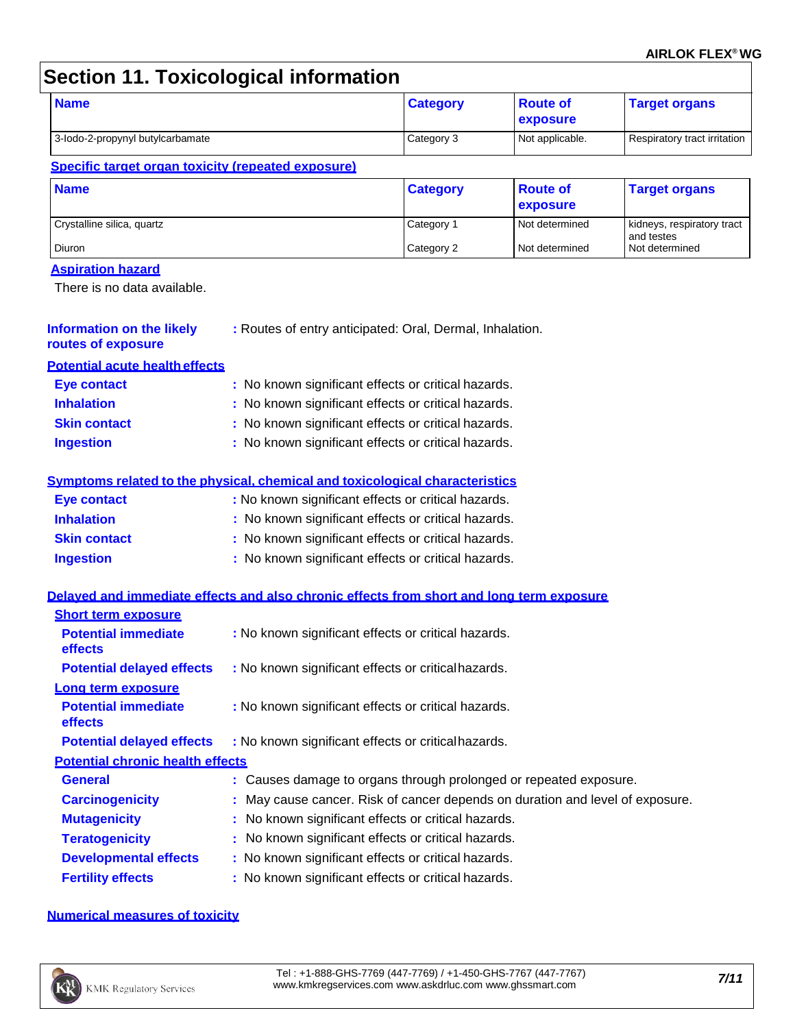## Section 11. Toxicological information

| Name | Category | Route of exposure | Target organs |
|---|---|---|---|
| 3-Iodo-2-propynyl butylcarbamate | Category 3 | Not applicable. | Respiratory tract irritation |

**Specific target organ toxicity (repeated exposure)**

| Name | Category | Route of exposure | Target organs |
|---|---|---|---|
| Crystalline silica, quartz | Category 1 | Not determined | kidneys, respiratory tract and testes |
| Diuron | Category 2 | Not determined | Not determined |

**Aspiration hazard**

There is no data available.

**Information on the likely routes of exposure** : Routes of entry anticipated: Oral, Dermal, Inhalation.

**Potential acute health effects**

**Eye contact** : No known significant effects or critical hazards.
**Inhalation** : No known significant effects or critical hazards.
**Skin contact** : No known significant effects or critical hazards.
**Ingestion** : No known significant effects or critical hazards.

**Symptoms related to the physical, chemical and toxicological characteristics**

**Eye contact** : No known significant effects or critical hazards.
**Inhalation** : No known significant effects or critical hazards.
**Skin contact** : No known significant effects or critical hazards.
**Ingestion** : No known significant effects or critical hazards.

**Delayed and immediate effects and also chronic effects from short and long term exposure**

**Short term exposure**

**Potential immediate effects** : No known significant effects or critical hazards.
**Potential delayed effects** : No known significant effects or critical hazards.

**Long term exposure**

**Potential immediate effects** : No known significant effects or critical hazards.
**Potential delayed effects** : No known significant effects or critical hazards.

**Potential chronic health effects**

**General** : Causes damage to organs through prolonged or repeated exposure.
**Carcinogenicity** : May cause cancer. Risk of cancer depends on duration and level of exposure.
**Mutagenicity** : No known significant effects or critical hazards.
**Teratogenicity** : No known significant effects or critical hazards.
**Developmental effects** : No known significant effects or critical hazards.
**Fertility effects** : No known significant effects or critical hazards.

**Numerical measures of toxicity**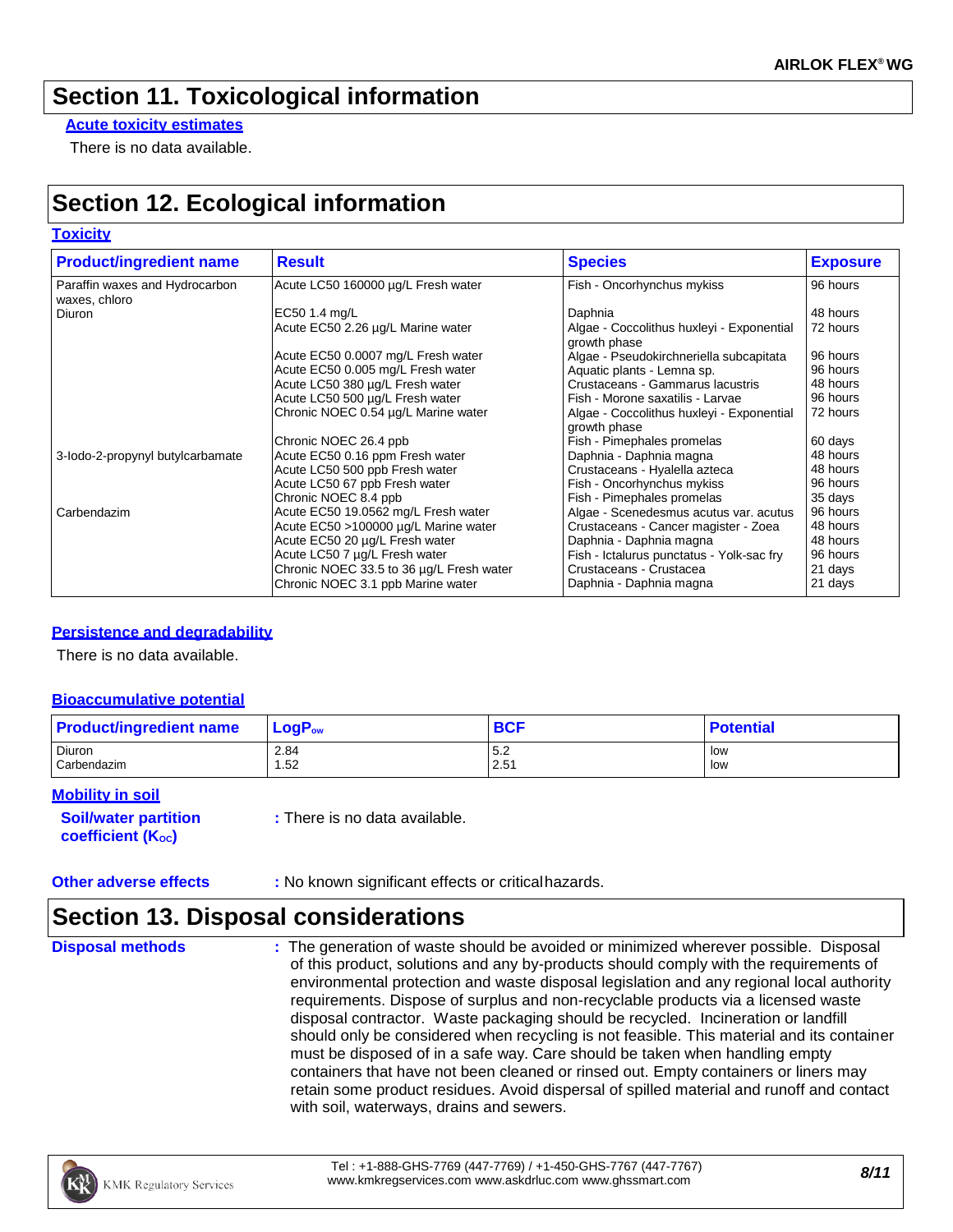## Section 11. Toxicological information

**Acute toxicity estimates**

There is no data available.

## Section 12. Ecological information

**Toxicity**

| Product/ingredient name | Result | Species | Exposure |
|---|---|---|---|
| Paraffin waxes and Hydrocarbon waxes, chloro | Acute LC50 160000 µg/L Fresh water | Fish - Oncorhynchus mykiss | 96 hours |
| Diuron | EC50 1.4 mg/L | Daphnia | 48 hours |
| | Acute EC50 2.26 µg/L Marine water | Algae - Coccolithus huxleyi - Exponential growth phase | 72 hours |
| | Acute EC50 0.0007 mg/L Fresh water | Algae - Pseudokirchneriella subcapitata | 96 hours |
| | Acute EC50 0.005 mg/L Fresh water | Aquatic plants - Lemna sp. | 96 hours |
| | Acute LC50 380 µg/L Fresh water | Crustaceans - Gammarus lacustris | 48 hours |
| | Acute LC50 500 µg/L Fresh water | Fish - Morone saxatilis - Larvae | 96 hours |
| | Chronic NOEC 0.54 µg/L Marine water | Algae - Coccolithus huxleyi - Exponential growth phase | 72 hours |
| | Chronic NOEC 26.4 ppb | Fish - Pimephales promelas | 60 days |
| 3-Iodo-2-propynyl butylcarbamate | Acute EC50 0.16 ppm Fresh water | Daphnia - Daphnia magna | 48 hours |
| | Acute LC50 500 ppb Fresh water | Crustaceans - Hyalella azteca | 48 hours |
| | Acute LC50 67 ppb Fresh water | Fish - Oncorhynchus mykiss | 96 hours |
| | Chronic NOEC 8.4 ppb | Fish - Pimephales promelas | 35 days |
| Carbendazim | Acute EC50 19.0562 mg/L Fresh water | Algae - Scenedesmus acutus var. acutus | 96 hours |
| | Acute EC50 >100000 µg/L Marine water | Crustaceans - Cancer magister - Zoea | 48 hours |
| | Acute EC50 20 µg/L Fresh water | Daphnia - Daphnia magna | 48 hours |
| | Acute LC50 7 µg/L Fresh water | Fish - Ictalurus punctatus - Yolk-sac fry | 96 hours |
| | Chronic NOEC 33.5 to 36 µg/L Fresh water | Crustaceans - Crustacea | 21 days |
| | Chronic NOEC 3.1 ppb Marine water | Daphnia - Daphnia magna | 21 days |

**Persistence and degradability**

There is no data available.

**Bioaccumulative potential**

| Product/ingredient name | $LogP_{ow}$ | BCF | Potential |
|---|---|---|---|
| Diuron | 2.84 | 5.2 | low |
| Carbendazim | 1.52 | 2.51 | low |

**Mobility in soil**

**Soil/water partition coefficient ($K_{OC}$)** : There is no data available.

**Other adverse effects** : No known significant effects or critical hazards.

## Section 13. Disposal considerations

**Disposal methods** : The generation of waste should be avoided or minimized wherever possible. Disposal of this product, solutions and any by-products should comply with the requirements of environmental protection and waste disposal legislation and any regional local authority requirements. Dispose of surplus and non-recyclable products via a licensed waste disposal contractor. Waste packaging should be recycled. Incineration or landfill should only be considered when recycling is not feasible. This material and its container must be disposed of in a safe way. Care should be taken when handling empty containers that have not been cleaned or rinsed out. Empty containers or liners may retain some product residues. Avoid dispersal of spilled material and runoff and contact with soil, waterways, drains and sewers.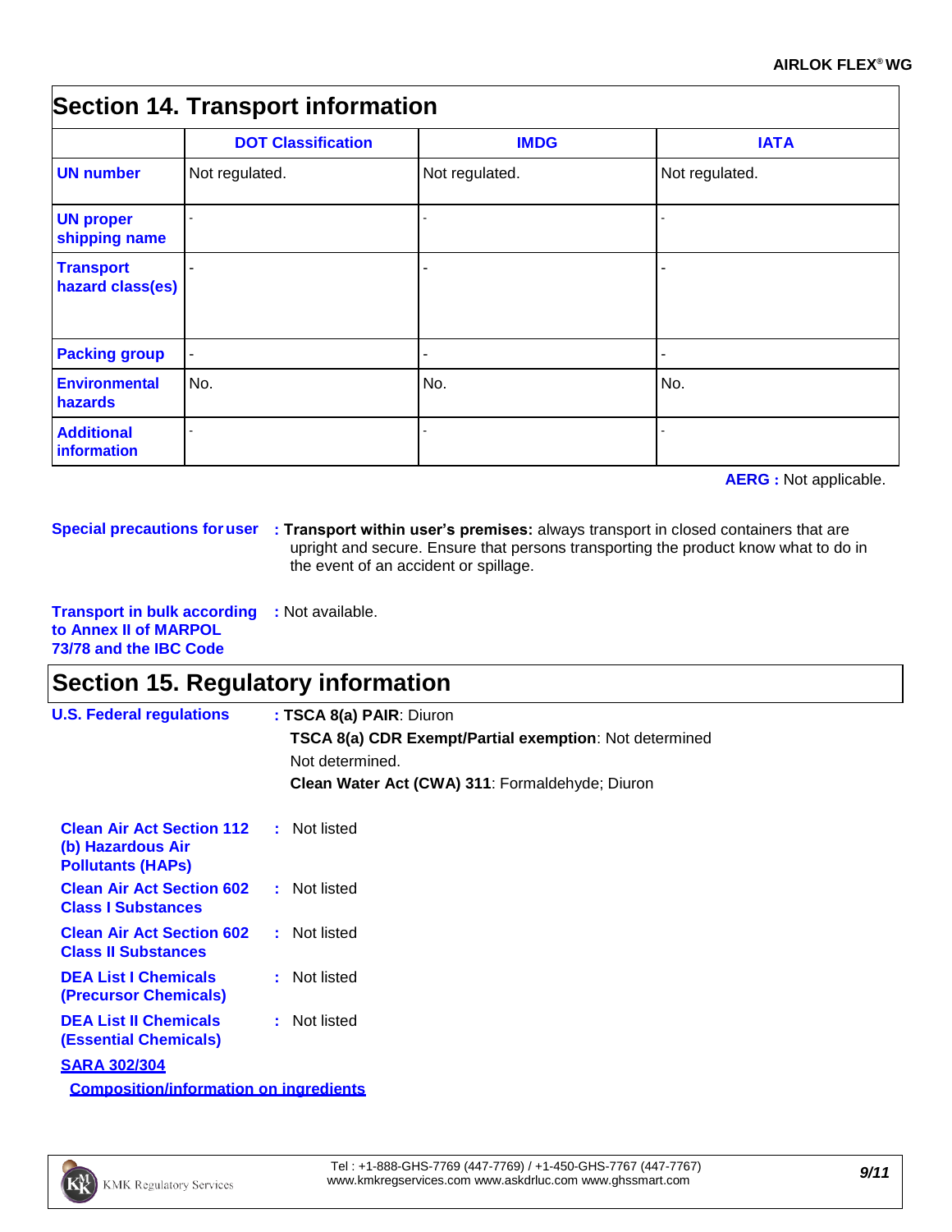## Section 14. Transport information

| | DOT Classification | IMDG | IATA |
|---|---|---|---|
| **UN number** | Not regulated. | Not regulated. | Not regulated. |
| **UN proper shipping name** | - | - | - |
| **Transport hazard class(es)** | - | - | - |
| **Packing group** | - | - | - |
| **Environmental hazards** | No. | No. | No. |
| **Additional information** | - | - | - |

**AERG :** Not applicable.

**Special precautions for user** : **Transport within user's premises:** always transport in closed containers that are upright and secure. Ensure that persons transporting the product know what to do in the event of an accident or spillage.

**Transport in bulk according to Annex II of MARPOL 73/78 and the IBC Code** : Not available.

## Section 15. Regulatory information

**U.S. Federal regulations** : **TSCA 8(a) PAIR**: Diuron

**TSCA 8(a) CDR Exempt/Partial exemption**: Not determined

Not determined.

**Clean Water Act (CWA) 311**: Formaldehyde; Diuron

**Clean Air Act Section 112 (b) Hazardous Air Pollutants (HAPs)** : Not listed

**Clean Air Act Section 602 Class I Substances** : Not listed

**Clean Air Act Section 602 Class II Substances** : Not listed

**DEA List I Chemicals (Precursor Chemicals)** : Not listed

**DEA List II Chemicals (Essential Chemicals)** : Not listed

**SARA 302/304**

**Composition/information on ingredients**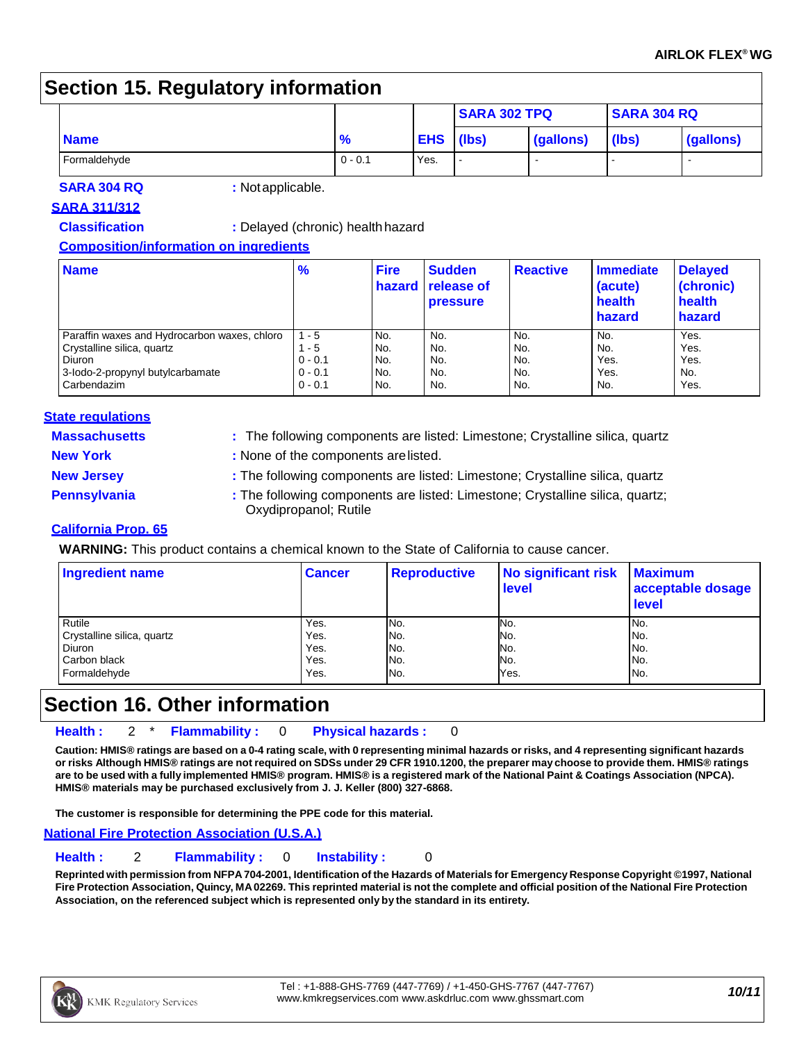## Section 15. Regulatory information

| Name | % | EHS | SARA 302 TPQ | | SARA 304 RQ | |
|---|---|---|---|---|---|---|
| | | | (lbs) | (gallons) | (lbs) | (gallons) |
| Formaldehyde | 0 - 0.1 | Yes. | - | - | - | - |

**SARA 304 RQ** : Not applicable.

**SARA 311/312**

**Classification** : Delayed (chronic) health hazard

**Composition/information on ingredients**

| Name | % | Fire hazard | Sudden release of pressure | Reactive | Immediate (acute) health hazard | Delayed (chronic) health hazard |
|---|---|---|---|---|---|---|
| Paraffin waxes and Hydrocarbon waxes, chloro | 1 - 5 | No. | No. | No. | No. | Yes. |
| Crystalline silica, quartz | 1 - 5 | No. | No. | No. | No. | Yes. |
| Diuron | 0 - 0.1 | No. | No. | No. | Yes. | Yes. |
| 3-Iodo-2-propynyl butylcarbamate | 0 - 0.1 | No. | No. | No. | Yes. | No. |
| Carbendazim | 0 - 0.1 | No. | No. | No. | No. | Yes. |

**State regulations**

**Massachusetts** : The following components are listed: Limestone; Crystalline silica, quartz

**New York** : None of the components are listed.

**New Jersey** : The following components are listed: Limestone; Crystalline silica, quartz

**Pennsylvania** : The following components are listed: Limestone; Crystalline silica, quartz; Oxydipropanol; Rutile

**California Prop. 65**

**WARNING:** This product contains a chemical known to the State of California to cause cancer.

| Ingredient name | Cancer | Reproductive | No significant risk level | Maximum acceptable dosage level |
|---|---|---|---|---|
| Rutile | Yes. | No. | No. | No. |
| Crystalline silica, quartz | Yes. | No. | No. | No. |
| Diuron | Yes. | No. | No. | No. |
| Carbon black | Yes. | No. | No. | No. |
| Formaldehyde | Yes. | No. | Yes. | No. |

## Section 16. Other information

**Health :** 2 * **Flammability :** 0 **Physical hazards :** 0

**Caution: HMIS® ratings are based on a 0-4 rating scale, with 0 representing minimal hazards or risks, and 4 representing significant hazards or risks Although HMIS® ratings are not required on SDSs under 29 CFR 1910.1200, the preparer may choose to provide them. HMIS® ratings are to be used with a fully implemented HMIS® program. HMIS® is a registered mark of the National Paint & Coatings Association (NPCA). HMIS® materials may be purchased exclusively from J. J. Keller (800) 327-6868.**

**The customer is responsible for determining the PPE code for this material.**

**National Fire Protection Association (U.S.A.)**

**Health :** 2 **Flammability :** 0 **Instability :** 0

**Reprinted with permission from NFPA 704-2001, Identification of the Hazards of Materials for Emergency Response Copyright ©1997, National Fire Protection Association, Quincy, MA 02269. This reprinted material is not the complete and official position of the National Fire Protection Association, on the referenced subject which is represented only by the standard in its entirety.**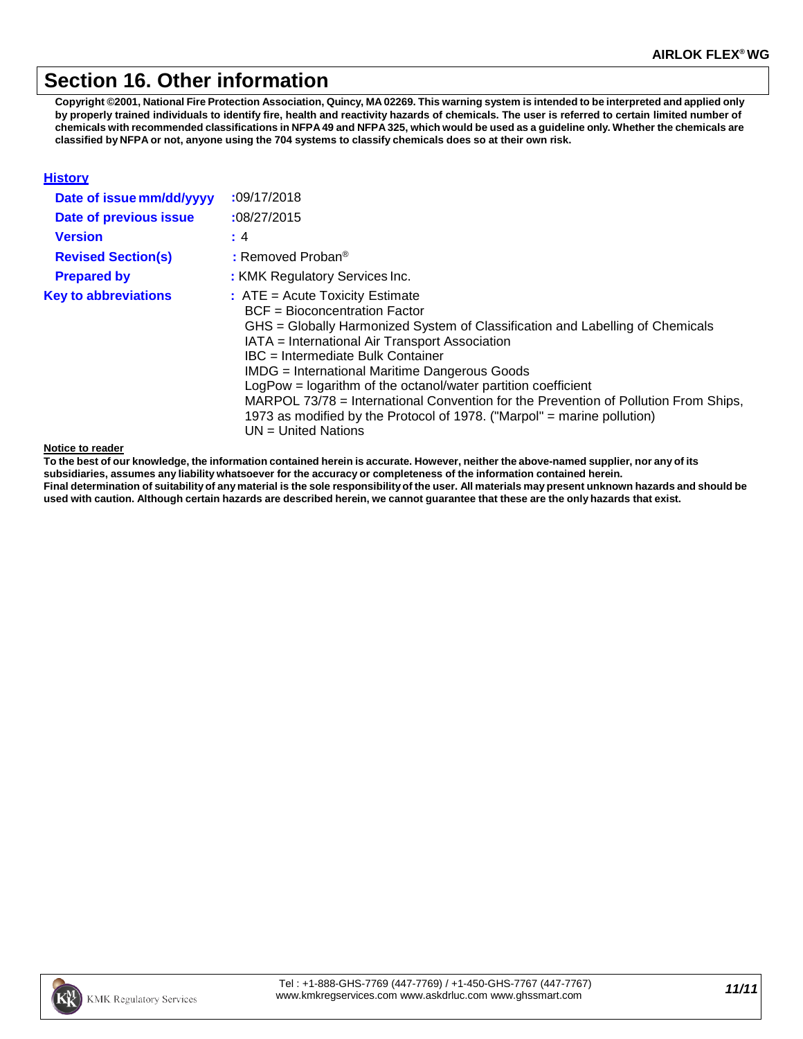## Section 16. Other information

**Copyright ©2001, National Fire Protection Association, Quincy, MA 02269. This warning system is intended to be interpreted and applied only by properly trained individuals to identify fire, health and reactivity hazards of chemicals. The user is referred to certain limited number of chemicals with recommended classifications in NFPA 49 and NFPA 325, which would be used as a guideline only. Whether the chemicals are classified by NFPA or not, anyone using the 704 systems to classify chemicals does so at their own risk.**

### History

**Date of issue mm/dd/yyyy** : 09/17/2018

**Date of previous issue** : 08/27/2015

**Version** : 4

**Revised Section(s)** : Removed Proban®

**Prepared by** : KMK Regulatory Services Inc.

**Key to abbreviations** :
- ATE = Acute Toxicity Estimate
- BCF = Bioconcentration Factor
- GHS = Globally Harmonized System of Classification and Labelling of Chemicals
- IATA = International Air Transport Association
- IBC = Intermediate Bulk Container
- IMDG = International Maritime Dangerous Goods
- LogPow = logarithm of the octanol/water partition coefficient
- MARPOL 73/78 = International Convention for the Prevention of Pollution From Ships, 1973 as modified by the Protocol of 1978. ("Marpol" = marine pollution)
- UN = United Nations

**Notice to reader**

**To the best of our knowledge, the information contained herein is accurate. However, neither the above-named supplier, nor any of its subsidiaries, assumes any liability whatsoever for the accuracy or completeness of the information contained herein.**
**Final determination of suitability of any material is the sole responsibility of the user. All materials may present unknown hazards and should be used with caution. Although certain hazards are described herein, we cannot guarantee that these are the only hazards that exist.**